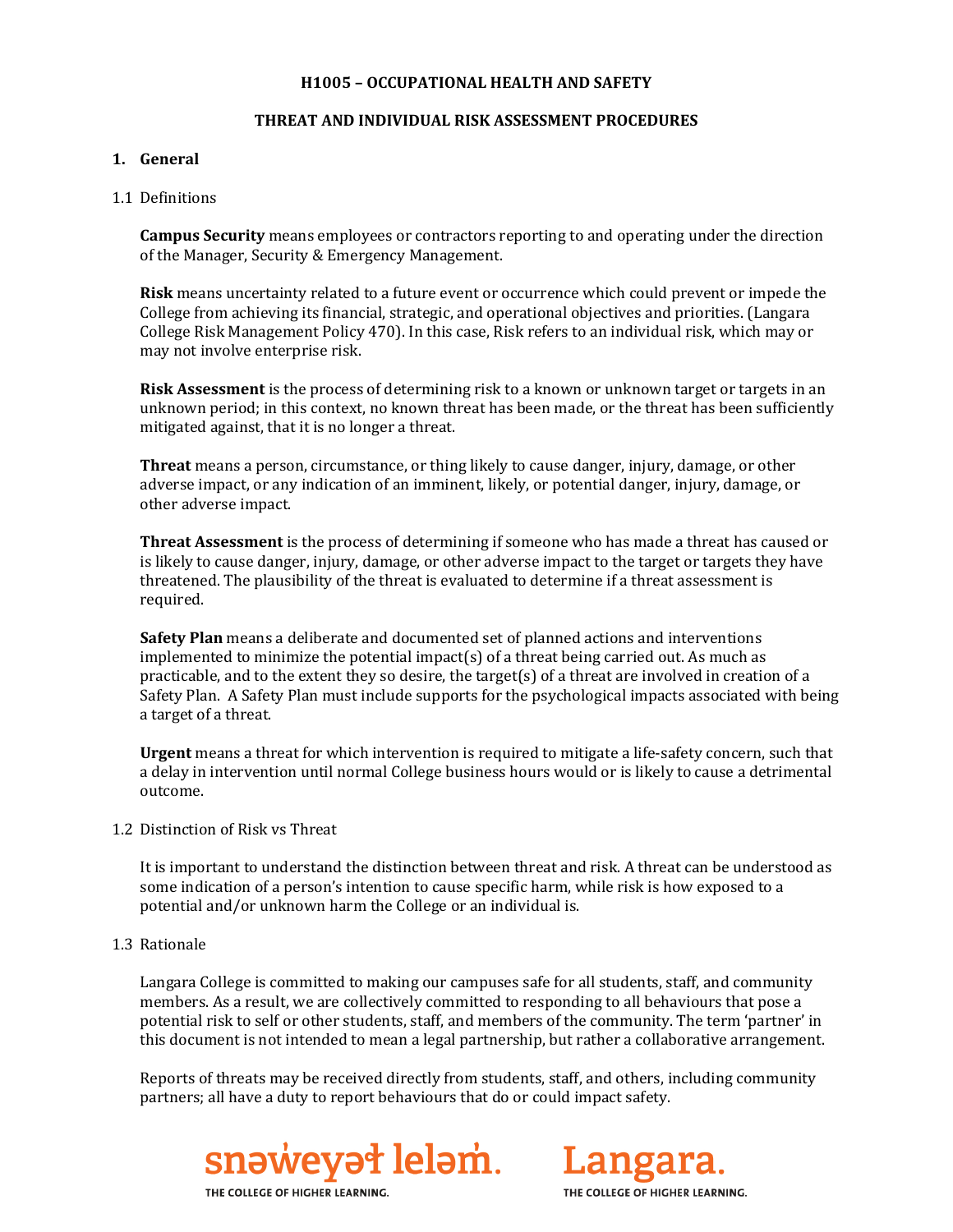**H1005 – OCCUPATIONAL HEALTH AND SAFETY**

**THREAT AND INDIVIDUAL RISK ASSESSMENT PROCEDURES**

## 1. General

1.1 Definitions

**Campus Security** means employees or contractors reporting to and operating under the direction of the Manager, Security & Emergency Management.

**Risk** means uncertainty related to a future event or occurrence which could prevent or impede the College from achieving its financial, strategic, and operational objectives and priorities. (Langara College Risk Management Policy 470). In this case, Risk refers to an individual risk, which may or may not involve enterprise risk.

**Risk Assessment** is the process of determining risk to a known or unknown target or targets in an unknown period; in this context, no known threat has been made, or the threat has been sufficiently mitigated against, that it is no longer a threat.

**Threat** means a person, circumstance, or thing likely to cause danger, injury, damage, or other adverse impact, or any indication of an imminent, likely, or potential danger, injury, damage, or other adverse impact.

**Threat Assessment** is the process of determining if someone who has made a threat has caused or is likely to cause danger, injury, damage, or other adverse impact to the target or targets they have threatened. The plausibility of the threat is evaluated to determine if a threat assessment is required.

**Safety Plan** means a deliberate and documented set of planned actions and interventions implemented to minimize the potential impact(s) of a threat being carried out. As much as practicable, and to the extent they so desire, the target(s) of a threat are involved in creation of a Safety Plan. A Safety Plan must include supports for the psychological impacts associated with being a target of a threat.

**Urgent** means a threat for which intervention is required to mitigate a life-safety concern, such that a delay in intervention until normal College business hours would or is likely to cause a detrimental outcome.

1.2 Distinction of Risk vs Threat

It is important to understand the distinction between threat and risk. A threat can be understood as some indication of a person's intention to cause specific harm, while risk is how exposed to a potential and/or unknown harm the College or an individual is.

1.3 Rationale

Langara College is committed to making our campuses safe for all students, staff, and community members. As a result, we are collectively committed to responding to all behaviours that pose a potential risk to self or other students, staff, and members of the community. The term 'partner' in this document is not intended to mean a legal partnership, but rather a collaborative arrangement.

Reports of threats may be received directly from students, staff, and others, including community partners; all have a duty to report behaviours that do or could impact safety.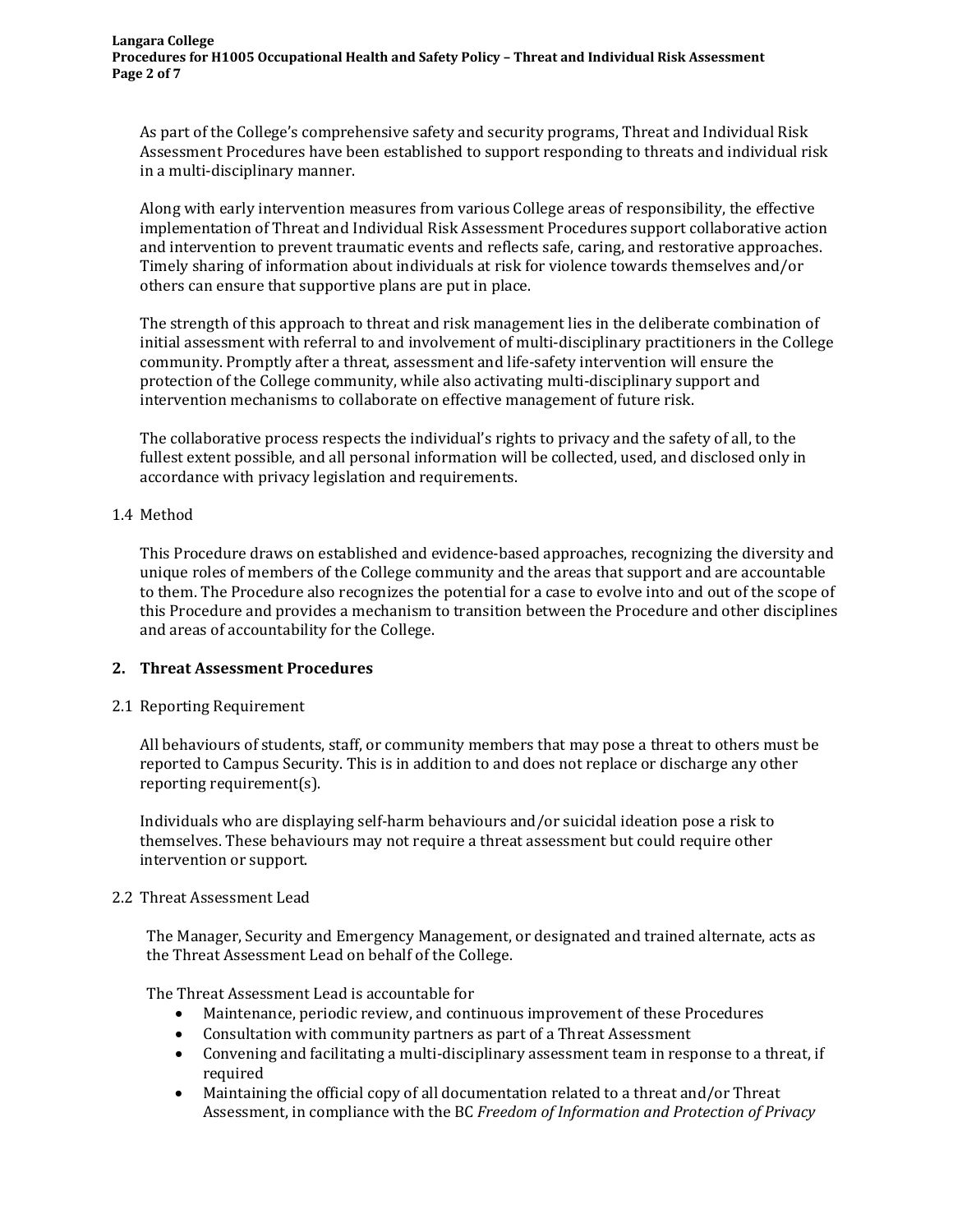As part of the College's comprehensive safety and security programs, Threat and Individual Risk Assessment Procedures have been established to support responding to threats and individual risk in a multi-disciplinary manner.

Along with early intervention measures from various College areas of responsibility, the effective implementation of Threat and Individual Risk Assessment Procedures support collaborative action and intervention to prevent traumatic events and reflects safe, caring, and restorative approaches. Timely sharing of information about individuals at risk for violence towards themselves and/or others can ensure that supportive plans are put in place.

The strength of this approach to threat and risk management lies in the deliberate combination of initial assessment with referral to and involvement of multi-disciplinary practitioners in the College community. Promptly after a threat, assessment and life-safety intervention will ensure the protection of the College community, while also activating multi-disciplinary support and intervention mechanisms to collaborate on effective management of future risk.

The collaborative process respects the individual's rights to privacy and the safety of all, to the fullest extent possible, and all personal information will be collected, used, and disclosed only in accordance with privacy legislation and requirements.

### 1.4 Method

This Procedure draws on established and evidence-based approaches, recognizing the diversity and unique roles of members of the College community and the areas that support and are accountable to them. The Procedure also recognizes the potential for a case to evolve into and out of the scope of this Procedure and provides a mechanism to transition between the Procedure and other disciplines and areas of accountability for the College.

## 2. Threat Assessment Procedures

### 2.1 Reporting Requirement

All behaviours of students, staff, or community members that may pose a threat to others must be reported to Campus Security. This is in addition to and does not replace or discharge any other reporting requirement(s).

Individuals who are displaying self-harm behaviours and/or suicidal ideation pose a risk to themselves. These behaviours may not require a threat assessment but could require other intervention or support.

### 2.2 Threat Assessment Lead

The Manager, Security and Emergency Management, or designated and trained alternate, acts as the Threat Assessment Lead on behalf of the College.

The Threat Assessment Lead is accountable for

- Maintenance, periodic review, and continuous improvement of these Procedures
- Consultation with community partners as part of a Threat Assessment
- Convening and facilitating a multi-disciplinary assessment team in response to a threat, if required
- Maintaining the official copy of all documentation related to a threat and/or Threat Assessment, in compliance with the BC *Freedom of Information and Protection of Privacy*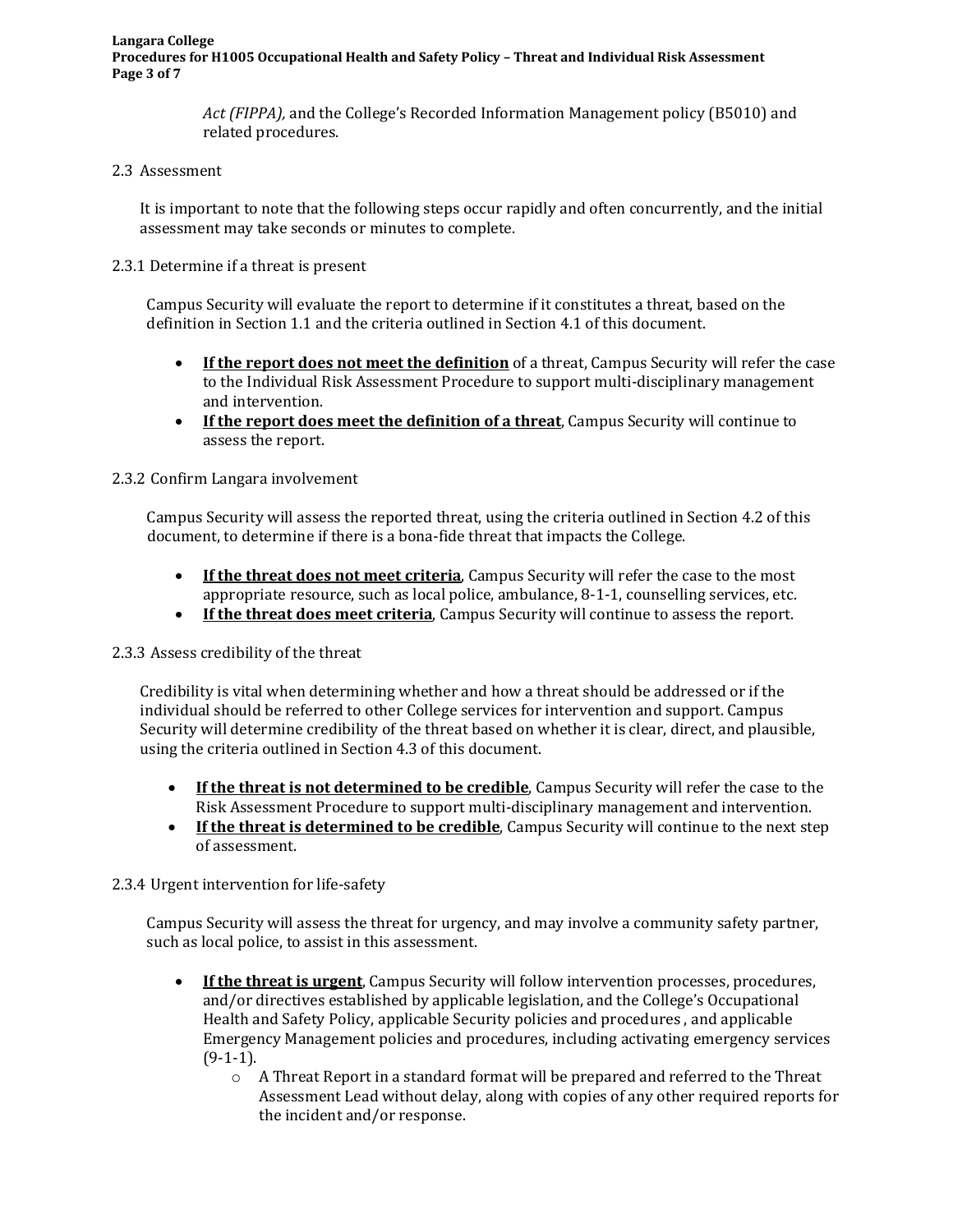*Act (FIPPA),* and the College's Recorded Information Management policy (B5010) and related procedures.

2.3 Assessment

It is important to note that the following steps occur rapidly and often concurrently, and the initial assessment may take seconds or minutes to complete.

2.3.1 Determine if a threat is present

Campus Security will evaluate the report to determine if it constitutes a threat, based on the definition in Section 1.1 and the criteria outlined in Section 4.1 of this document.

- **<u>If the report does not meet the definition</u>** of a threat, Campus Security will refer the case to the Individual Risk Assessment Procedure to support multi-disciplinary management and intervention.
- **<u>If the report does meet the definition of a threat</u>**, Campus Security will continue to assess the report.

2.3.2 Confirm Langara involvement

Campus Security will assess the reported threat, using the criteria outlined in Section 4.2 of this document, to determine if there is a bona-fide threat that impacts the College.

- **<u>If the threat does not meet criteria</u>**, Campus Security will refer the case to the most appropriate resource, such as local police, ambulance, 8-1-1, counselling services, etc.
- **<u>If the threat does meet criteria</u>**, Campus Security will continue to assess the report.

2.3.3 Assess credibility of the threat

Credibility is vital when determining whether and how a threat should be addressed or if the individual should be referred to other College services for intervention and support. Campus Security will determine credibility of the threat based on whether it is clear, direct, and plausible, using the criteria outlined in Section 4.3 of this document.

- **<u>If the threat is not determined to be credible</u>**, Campus Security will refer the case to the Risk Assessment Procedure to support multi-disciplinary management and intervention.
- **<u>If the threat is determined to be credible</u>**, Campus Security will continue to the next step of assessment.

2.3.4 Urgent intervention for life-safety

Campus Security will assess the threat for urgency, and may involve a community safety partner, such as local police, to assist in this assessment.

- **<u>If the threat is urgent</u>**, Campus Security will follow intervention processes, procedures, and/or directives established by applicable legislation, and the College's Occupational Health and Safety Policy, applicable Security policies and procedures , and applicable Emergency Management policies and procedures, including activating emergency services (9-1-1).
  - A Threat Report in a standard format will be prepared and referred to the Threat Assessment Lead without delay, along with copies of any other required reports for the incident and/or response.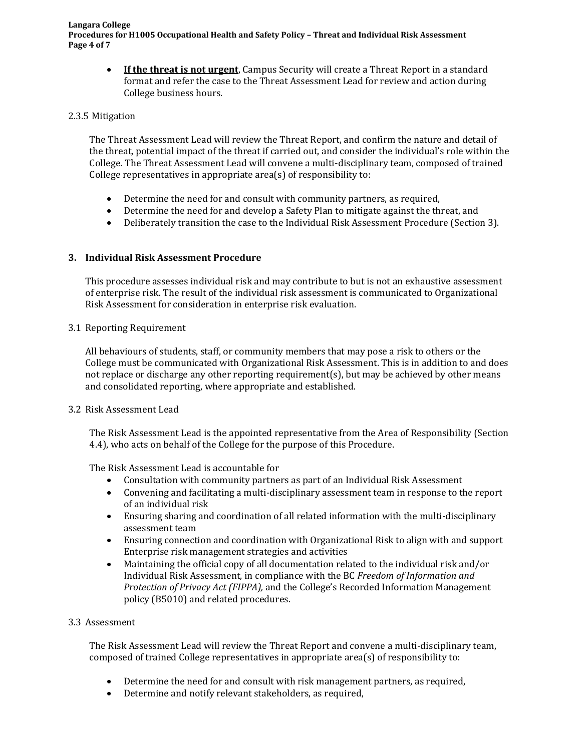- **If the threat is not urgent**, Campus Security will create a Threat Report in a standard format and refer the case to the Threat Assessment Lead for review and action during College business hours.

2.3.5 Mitigation

The Threat Assessment Lead will review the Threat Report, and confirm the nature and detail of the threat, potential impact of the threat if carried out, and consider the individual's role within the College. The Threat Assessment Lead will convene a multi-disciplinary team, composed of trained College representatives in appropriate area(s) of responsibility to:

- Determine the need for and consult with community partners, as required,
- Determine the need for and develop a Safety Plan to mitigate against the threat, and
- Deliberately transition the case to the Individual Risk Assessment Procedure (Section 3).

## 3. Individual Risk Assessment Procedure

This procedure assesses individual risk and may contribute to but is not an exhaustive assessment of enterprise risk. The result of the individual risk assessment is communicated to Organizational Risk Assessment for consideration in enterprise risk evaluation.

3.1 Reporting Requirement

All behaviours of students, staff, or community members that may pose a risk to others or the College must be communicated with Organizational Risk Assessment. This is in addition to and does not replace or discharge any other reporting requirement(s), but may be achieved by other means and consolidated reporting, where appropriate and established.

3.2 Risk Assessment Lead

The Risk Assessment Lead is the appointed representative from the Area of Responsibility (Section 4.4), who acts on behalf of the College for the purpose of this Procedure.

The Risk Assessment Lead is accountable for

- Consultation with community partners as part of an Individual Risk Assessment
- Convening and facilitating a multi-disciplinary assessment team in response to the report of an individual risk
- Ensuring sharing and coordination of all related information with the multi-disciplinary assessment team
- Ensuring connection and coordination with Organizational Risk to align with and support Enterprise risk management strategies and activities
- Maintaining the official copy of all documentation related to the individual risk and/or Individual Risk Assessment, in compliance with the BC *Freedom of Information and Protection of Privacy Act (FIPPA),* and the College's Recorded Information Management policy (B5010) and related procedures.

3.3 Assessment

The Risk Assessment Lead will review the Threat Report and convene a multi-disciplinary team, composed of trained College representatives in appropriate area(s) of responsibility to:

- Determine the need for and consult with risk management partners, as required,
- Determine and notify relevant stakeholders, as required,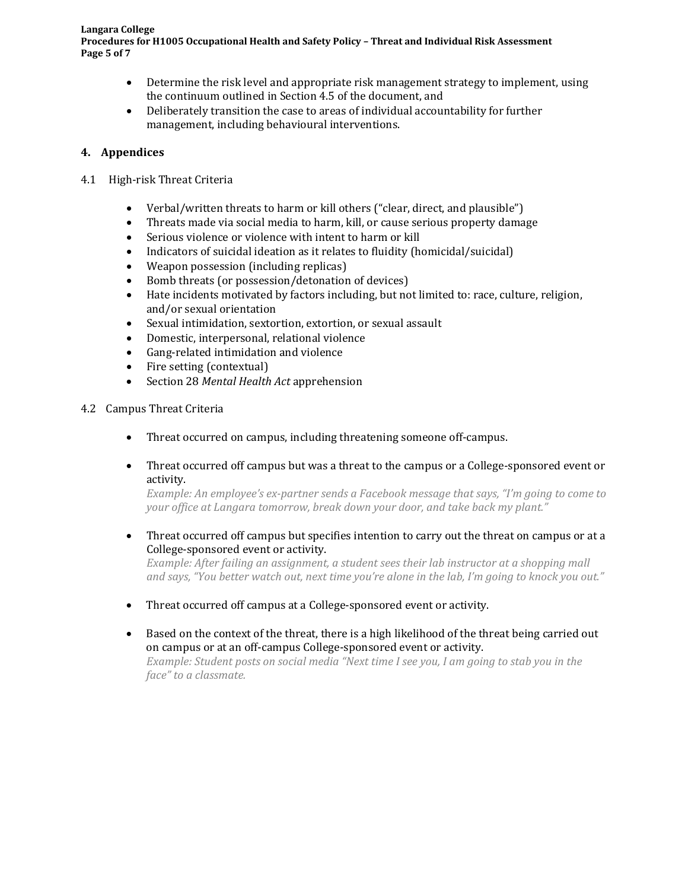- Determine the risk level and appropriate risk management strategy to implement, using the continuum outlined in Section 4.5 of the document, and
- Deliberately transition the case to areas of individual accountability for further management, including behavioural interventions.

## 4. Appendices

### 4.1 High-risk Threat Criteria

- Verbal/written threats to harm or kill others ("clear, direct, and plausible")
- Threats made via social media to harm, kill, or cause serious property damage
- Serious violence or violence with intent to harm or kill
- Indicators of suicidal ideation as it relates to fluidity (homicidal/suicidal)
- Weapon possession (including replicas)
- Bomb threats (or possession/detonation of devices)
- Hate incidents motivated by factors including, but not limited to: race, culture, religion, and/or sexual orientation
- Sexual intimidation, sextortion, extortion, or sexual assault
- Domestic, interpersonal, relational violence
- Gang-related intimidation and violence
- Fire setting (contextual)
- Section 28 *Mental Health Act* apprehension

### 4.2 Campus Threat Criteria

- Threat occurred on campus, including threatening someone off-campus.
- Threat occurred off campus but was a threat to the campus or a College-sponsored event or activity.
  *Example: An employee's ex-partner sends a Facebook message that says, "I'm going to come to your office at Langara tomorrow, break down your door, and take back my plant."*
- Threat occurred off campus but specifies intention to carry out the threat on campus or at a College-sponsored event or activity.
  *Example: After failing an assignment, a student sees their lab instructor at a shopping mall and says, "You better watch out, next time you're alone in the lab, I'm going to knock you out."*
- Threat occurred off campus at a College-sponsored event or activity.
- Based on the context of the threat, there is a high likelihood of the threat being carried out on campus or at an off-campus College-sponsored event or activity.
  *Example: Student posts on social media "Next time I see you, I am going to stab you in the face" to a classmate.*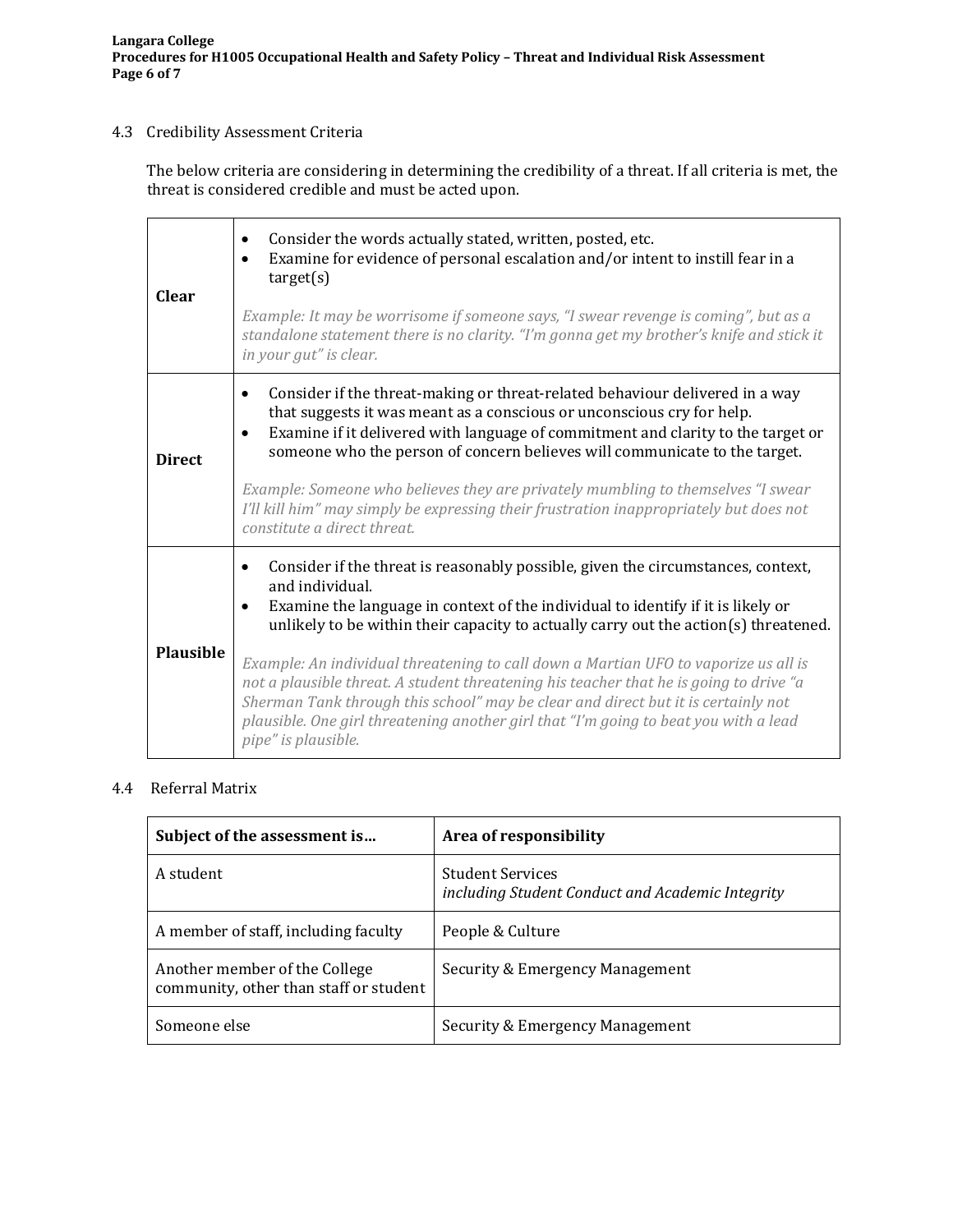### 4.3 Credibility Assessment Criteria

The below criteria are considering in determining the credibility of a threat. If all criteria is met, the threat is considered credible and must be acted upon.

| | |
|---|---|
| **Clear** | • Consider the words actually stated, written, posted, etc.<br>• Examine for evidence of personal escalation and/or intent to instill fear in a target(s)<br><br>*Example: It may be worrisome if someone says, "I swear revenge is coming", but as a standalone statement there is no clarity. "I'm gonna get my brother's knife and stick it in your gut" is clear.* |
| **Direct** | • Consider if the threat-making or threat-related behaviour delivered in a way that suggests it was meant as a conscious or unconscious cry for help.<br>• Examine if it delivered with language of commitment and clarity to the target or someone who the person of concern believes will communicate to the target.<br><br>*Example: Someone who believes they are privately mumbling to themselves "I swear I'll kill him" may simply be expressing their frustration inappropriately but does not constitute a direct threat.* |
| **Plausible** | • Consider if the threat is reasonably possible, given the circumstances, context, and individual.<br>• Examine the language in context of the individual to identify if it is likely or unlikely to be within their capacity to actually carry out the action(s) threatened.<br><br>*Example: An individual threatening to call down a Martian UFO to vaporize us all is not a plausible threat. A student threatening his teacher that he is going to drive "a Sherman Tank through this school" may be clear and direct but it is certainly not plausible. One girl threatening another girl that "I'm going to beat you with a lead pipe" is plausible.* |

### 4.4 Referral Matrix

| **Subject of the assessment is…** | **Area of responsibility** |
|---|---|
| A student | Student Services<br>*including Student Conduct and Academic Integrity* |
| A member of staff, including faculty | People & Culture |
| Another member of the College community, other than staff or student | Security & Emergency Management |
| Someone else | Security & Emergency Management |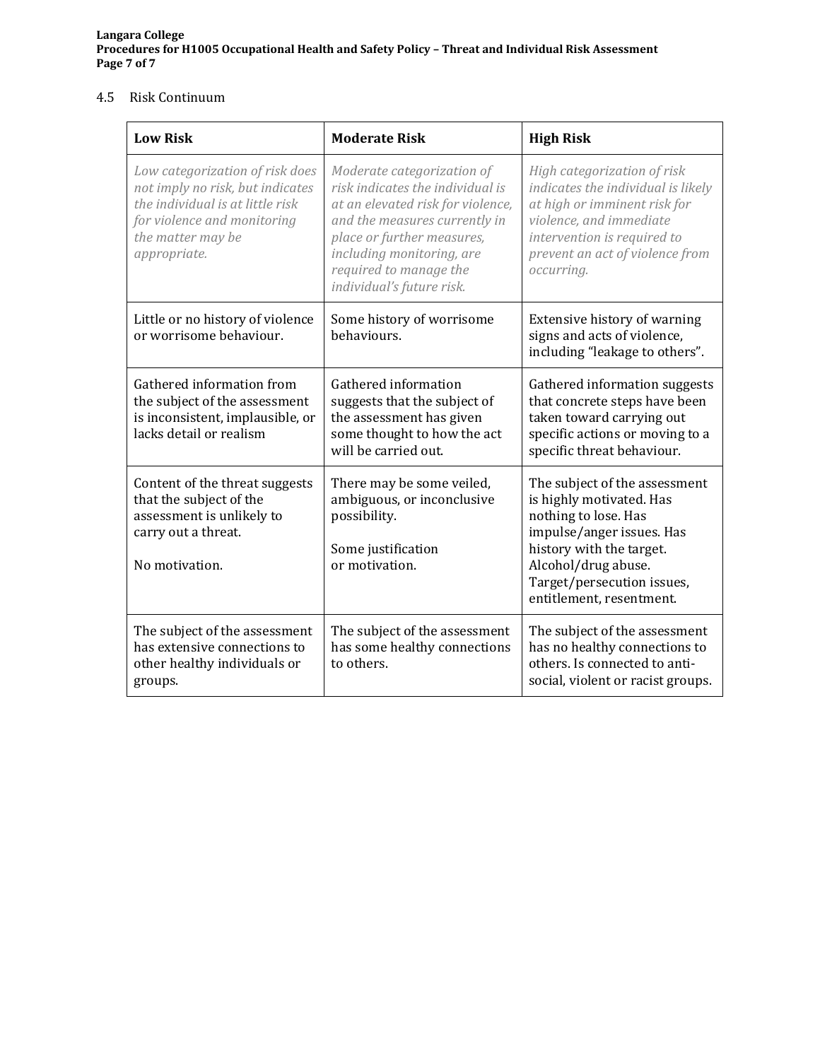### 4.5 Risk Continuum

| **Low Risk** | **Moderate Risk** | **High Risk** |
|---|---|---|
| *Low categorization of risk does not imply no risk, but indicates the individual is at little risk for violence and monitoring the matter may be appropriate.* | *Moderate categorization of risk indicates the individual is at an elevated risk for violence, and the measures currently in place or further measures, including monitoring, are required to manage the individual's future risk.* | *High categorization of risk indicates the individual is likely at high or imminent risk for violence, and immediate intervention is required to prevent an act of violence from occurring.* |
| Little or no history of violence or worrisome behaviour. | Some history of worrisome behaviours. | Extensive history of warning signs and acts of violence, including "leakage to others". |
| Gathered information from the subject of the assessment is inconsistent, implausible, or lacks detail or realism | Gathered information suggests that the subject of the assessment has given some thought to how the act will be carried out. | Gathered information suggests that concrete steps have been taken toward carrying out specific actions or moving to a specific threat behaviour. |
| Content of the threat suggests that the subject of the assessment is unlikely to carry out a threat.<br><br>No motivation. | There may be some veiled, ambiguous, or inconclusive possibility.<br><br>Some justification or motivation. | The subject of the assessment is highly motivated. Has nothing to lose. Has impulse/anger issues. Has history with the target. Alcohol/drug abuse. Target/persecution issues, entitlement, resentment. |
| The subject of the assessment has extensive connections to other healthy individuals or groups. | The subject of the assessment has some healthy connections to others. | The subject of the assessment has no healthy connections to others. Is connected to anti-social, violent or racist groups. |